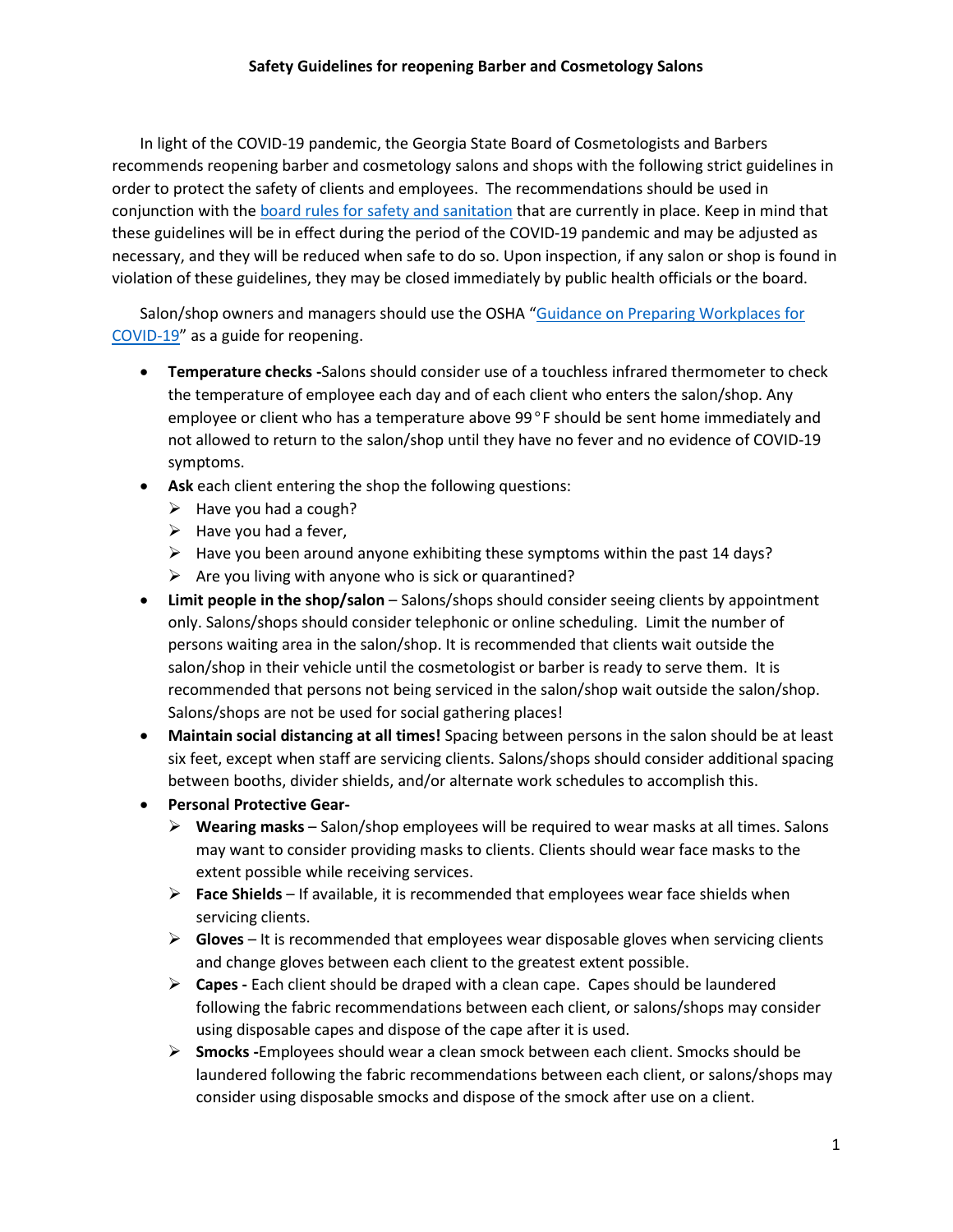# Safety Guidelines for reopening Barber and Cosmetology Salons

In light of the COVID-19 pandemic, the Georgia State Board of Cosmetologists and Barbers recommends reopening barber and cosmetology salons and shops with the following strict guidelines in order to protect the safety of clients and employees. The recommendations should be used in conjunction with the board rules for safety and sanitation that are currently in place. Keep in mind that these guidelines will be in effect during the period of the COVID-19 pandemic and may be adjusted as necessary, and they will be reduced when safe to do so. Upon inspection, if any salon or shop is found in violation of these guidelines, they may be closed immediately by public health officials or the board.

Salon/shop owners and managers should use the OSHA "Guidance on Preparing Workplaces for COVID-19" as a guide for reopening.

- **Temperature checks -**Salons should consider use of a touchless infrared thermometer to check the temperature of employee each day and of each client who enters the salon/shop. Any employee or client who has a temperature above 99°F should be sent home immediately and not allowed to return to the salon/shop until they have no fever and no evidence of COVID-19 symptoms.
- **Ask** each client entering the shop the following questions:
  - Have you had a cough?
  - Have you had a fever,
  - Have you been around anyone exhibiting these symptoms within the past 14 days?
  - Are you living with anyone who is sick or quarantined?
- **Limit people in the shop/salon** – Salons/shops should consider seeing clients by appointment only. Salons/shops should consider telephonic or online scheduling. Limit the number of persons waiting area in the salon/shop. It is recommended that clients wait outside the salon/shop in their vehicle until the cosmetologist or barber is ready to serve them. It is recommended that persons not being serviced in the salon/shop wait outside the salon/shop. Salons/shops are not be used for social gathering places!
- **Maintain social distancing at all times!** Spacing between persons in the salon should be at least six feet, except when staff are servicing clients. Salons/shops should consider additional spacing between booths, divider shields, and/or alternate work schedules to accomplish this.
- **Personal Protective Gear-**
  - **Wearing masks** – Salon/shop employees will be required to wear masks at all times. Salons may want to consider providing masks to clients. Clients should wear face masks to the extent possible while receiving services.
  - **Face Shields** – If available, it is recommended that employees wear face shields when servicing clients.
  - **Gloves** – It is recommended that employees wear disposable gloves when servicing clients and change gloves between each client to the greatest extent possible.
  - **Capes -** Each client should be draped with a clean cape. Capes should be laundered following the fabric recommendations between each client, or salons/shops may consider using disposable capes and dispose of the cape after it is used.
  - **Smocks -**Employees should wear a clean smock between each client. Smocks should be laundered following the fabric recommendations between each client, or salons/shops may consider using disposable smocks and dispose of the smock after use on a client.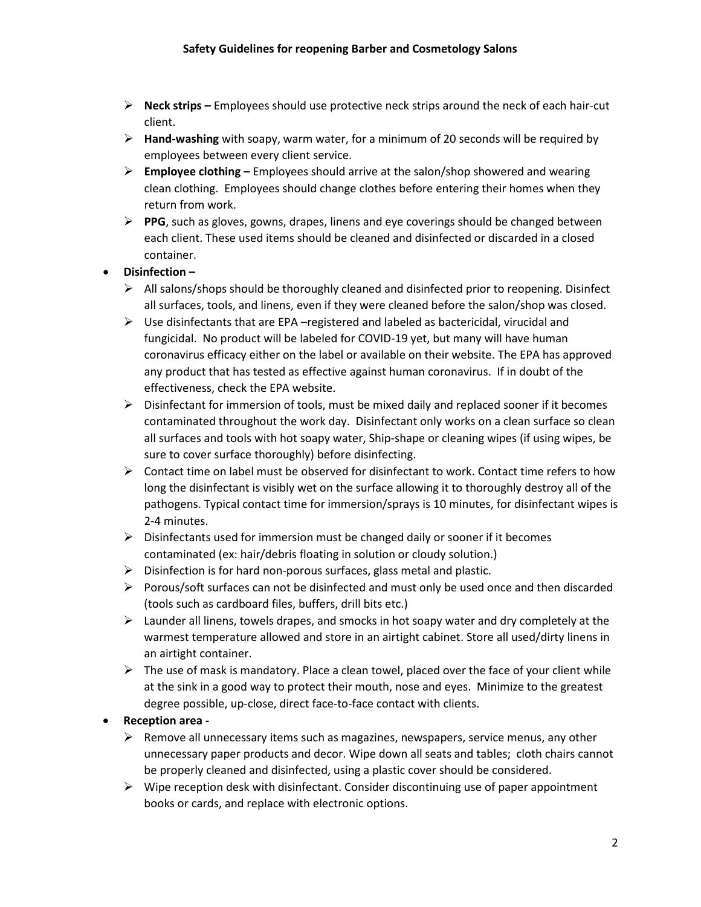- **Neck strips –** Employees should use protective neck strips around the neck of each hair-cut client.
- **Hand-washing** with soapy, warm water, for a minimum of 20 seconds will be required by employees between every client service.
- **Employee clothing –** Employees should arrive at the salon/shop showered and wearing clean clothing. Employees should change clothes before entering their homes when they return from work.
- **PPG**, such as gloves, gowns, drapes, linens and eye coverings should be changed between each client. These used items should be cleaned and disinfected or discarded in a closed container.

- **Disinfection –**
  - All salons/shops should be thoroughly cleaned and disinfected prior to reopening. Disinfect all surfaces, tools, and linens, even if they were cleaned before the salon/shop was closed.
  - Use disinfectants that are EPA –registered and labeled as bactericidal, virucidal and fungicidal. No product will be labeled for COVID-19 yet, but many will have human coronavirus efficacy either on the label or available on their website. The EPA has approved any product that has tested as effective against human coronavirus. If in doubt of the effectiveness, check the EPA website.
  - Disinfectant for immersion of tools, must be mixed daily and replaced sooner if it becomes contaminated throughout the work day. Disinfectant only works on a clean surface so clean all surfaces and tools with hot soapy water, Ship-shape or cleaning wipes (if using wipes, be sure to cover surface thoroughly) before disinfecting.
  - Contact time on label must be observed for disinfectant to work. Contact time refers to how long the disinfectant is visibly wet on the surface allowing it to thoroughly destroy all of the pathogens. Typical contact time for immersion/sprays is 10 minutes, for disinfectant wipes is 2-4 minutes.
  - Disinfectants used for immersion must be changed daily or sooner if it becomes contaminated (ex: hair/debris floating in solution or cloudy solution.)
  - Disinfection is for hard non-porous surfaces, glass metal and plastic.
  - Porous/soft surfaces can not be disinfected and must only be used once and then discarded (tools such as cardboard files, buffers, drill bits etc.)
  - Launder all linens, towels drapes, and smocks in hot soapy water and dry completely at the warmest temperature allowed and store in an airtight cabinet. Store all used/dirty linens in an airtight container.
  - The use of mask is mandatory. Place a clean towel, placed over the face of your client while at the sink in a good way to protect their mouth, nose and eyes. Minimize to the greatest degree possible, up-close, direct face-to-face contact with clients.

- **Reception area -**
  - Remove all unnecessary items such as magazines, newspapers, service menus, any other unnecessary paper products and decor. Wipe down all seats and tables; cloth chairs cannot be properly cleaned and disinfected, using a plastic cover should be considered.
  - Wipe reception desk with disinfectant. Consider discontinuing use of paper appointment books or cards, and replace with electronic options.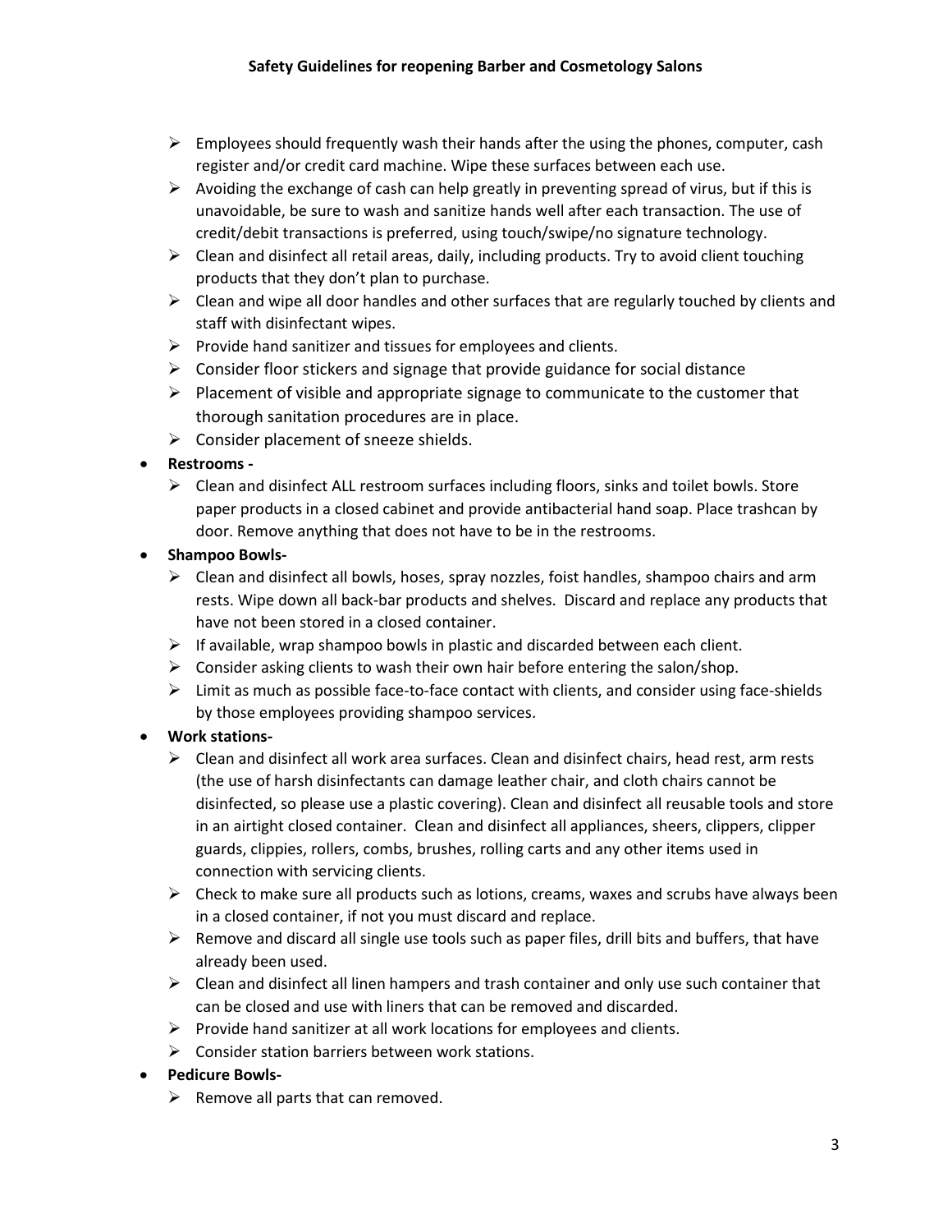- Employees should frequently wash their hands after the using the phones, computer, cash register and/or credit card machine. Wipe these surfaces between each use.
- Avoiding the exchange of cash can help greatly in preventing spread of virus, but if this is unavoidable, be sure to wash and sanitize hands well after each transaction. The use of credit/debit transactions is preferred, using touch/swipe/no signature technology.
- Clean and disinfect all retail areas, daily, including products. Try to avoid client touching products that they don't plan to purchase.
- Clean and wipe all door handles and other surfaces that are regularly touched by clients and staff with disinfectant wipes.
- Provide hand sanitizer and tissues for employees and clients.
- Consider floor stickers and signage that provide guidance for social distance
- Placement of visible and appropriate signage to communicate to the customer that thorough sanitation procedures are in place.
- Consider placement of sneeze shields.

- **Restrooms -**
  - Clean and disinfect ALL restroom surfaces including floors, sinks and toilet bowls. Store paper products in a closed cabinet and provide antibacterial hand soap. Place trashcan by door. Remove anything that does not have to be in the restrooms.
- **Shampoo Bowls-**
  - Clean and disinfect all bowls, hoses, spray nozzles, foist handles, shampoo chairs and arm rests. Wipe down all back-bar products and shelves. Discard and replace any products that have not been stored in a closed container.
  - If available, wrap shampoo bowls in plastic and discarded between each client.
  - Consider asking clients to wash their own hair before entering the salon/shop.
  - Limit as much as possible face-to-face contact with clients, and consider using face-shields by those employees providing shampoo services.
- **Work stations-**
  - Clean and disinfect all work area surfaces. Clean and disinfect chairs, head rest, arm rests (the use of harsh disinfectants can damage leather chair, and cloth chairs cannot be disinfected, so please use a plastic covering). Clean and disinfect all reusable tools and store in an airtight closed container. Clean and disinfect all appliances, sheers, clippers, clipper guards, clippies, rollers, combs, brushes, rolling carts and any other items used in connection with servicing clients.
  - Check to make sure all products such as lotions, creams, waxes and scrubs have always been in a closed container, if not you must discard and replace.
  - Remove and discard all single use tools such as paper files, drill bits and buffers, that have already been used.
  - Clean and disinfect all linen hampers and trash container and only use such container that can be closed and use with liners that can be removed and discarded.
  - Provide hand sanitizer at all work locations for employees and clients.
  - Consider station barriers between work stations.
- **Pedicure Bowls-**
  - Remove all parts that can removed.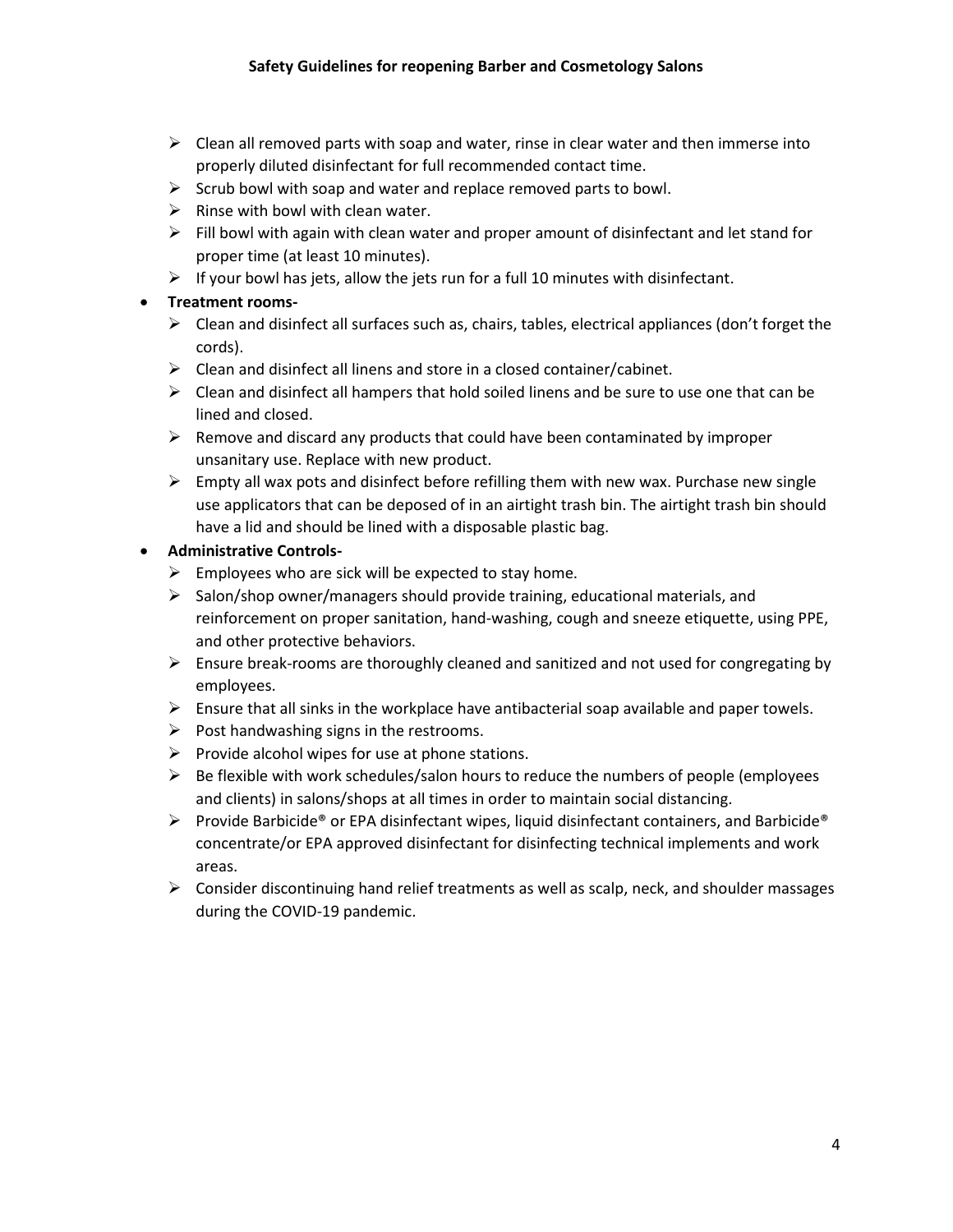- Clean all removed parts with soap and water, rinse in clear water and then immerse into properly diluted disinfectant for full recommended contact time.
- Scrub bowl with soap and water and replace removed parts to bowl.
- Rinse with bowl with clean water.
- Fill bowl with again with clean water and proper amount of disinfectant and let stand for proper time (at least 10 minutes).
- If your bowl has jets, allow the jets run for a full 10 minutes with disinfectant.

- **Treatment rooms-**
  - Clean and disinfect all surfaces such as, chairs, tables, electrical appliances (don't forget the cords).
  - Clean and disinfect all linens and store in a closed container/cabinet.
  - Clean and disinfect all hampers that hold soiled linens and be sure to use one that can be lined and closed.
  - Remove and discard any products that could have been contaminated by improper unsanitary use. Replace with new product.
  - Empty all wax pots and disinfect before refilling them with new wax. Purchase new single use applicators that can be deposed of in an airtight trash bin. The airtight trash bin should have a lid and should be lined with a disposable plastic bag.
- **Administrative Controls-**
  - Employees who are sick will be expected to stay home.
  - Salon/shop owner/managers should provide training, educational materials, and reinforcement on proper sanitation, hand-washing, cough and sneeze etiquette, using PPE, and other protective behaviors.
  - Ensure break-rooms are thoroughly cleaned and sanitized and not used for congregating by employees.
  - Ensure that all sinks in the workplace have antibacterial soap available and paper towels.
  - Post handwashing signs in the restrooms.
  - Provide alcohol wipes for use at phone stations.
  - Be flexible with work schedules/salon hours to reduce the numbers of people (employees and clients) in salons/shops at all times in order to maintain social distancing.
  - Provide Barbicide® or EPA disinfectant wipes, liquid disinfectant containers, and Barbicide® concentrate/or EPA approved disinfectant for disinfecting technical implements and work areas.
  - Consider discontinuing hand relief treatments as well as scalp, neck, and shoulder massages during the COVID-19 pandemic.